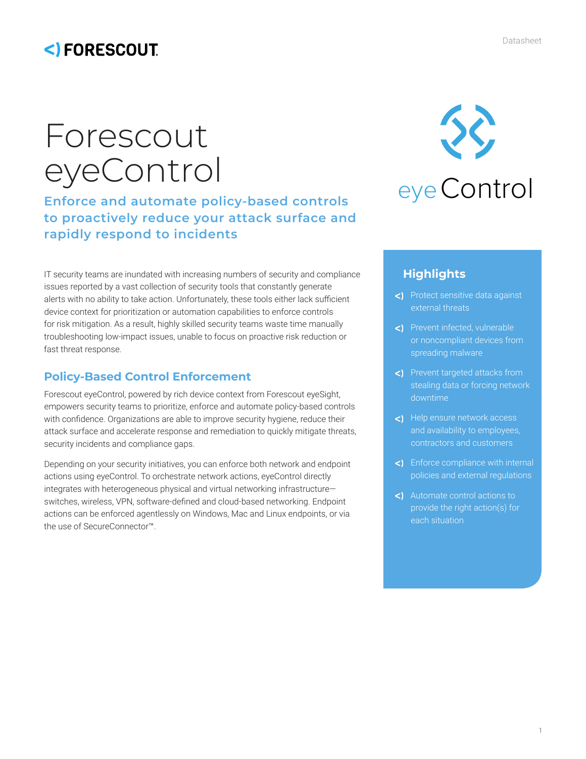# Forescout eyeControl

## Enforce and automate policy-based controls to proactively reduce your attack surface and rapidly respond to incidents

IT security teams are inundated with increasing numbers of security and compliance issues reported by a vast collection of security tools that constantly generate alerts with no ability to take action. Unfortunately, these tools either lack sufficient device context for prioritization or automation capabilities to enforce controls for risk mitigation. As a result, highly skilled security teams waste time manually troubleshooting low-impact issues, unable to focus on proactive risk reduction or fast threat response.

### Policy-Based Control Enforcement

Forescout eyeControl, powered by rich device context from Forescout eyeSight, empowers security teams to prioritize, enforce and automate policy-based controls with confidence. Organizations are able to improve security hygiene, reduce their attack surface and accelerate response and remediation to quickly mitigate threats, security incidents and compliance gaps.

Depending on your security initiatives, you can enforce both network and endpoint actions using eyeControl. To orchestrate network actions, eyeControl directly integrates with heterogeneous physical and virtual networking infrastructure—switches, wireless, VPN, software-defined and cloud-based networking. Endpoint actions can be enforced agentlessly on Windows, Mac and Linux endpoints, or via the use of SecureConnector™.

### Highlights

- Protect sensitive data against external threats
- Prevent infected, vulnerable or noncompliant devices from spreading malware
- Prevent targeted attacks from stealing data or forcing network downtime
- Help ensure network access and availability to employees, contractors and customers
- Enforce compliance with internal policies and external regulations
- Automate control actions to provide the right action(s) for each situation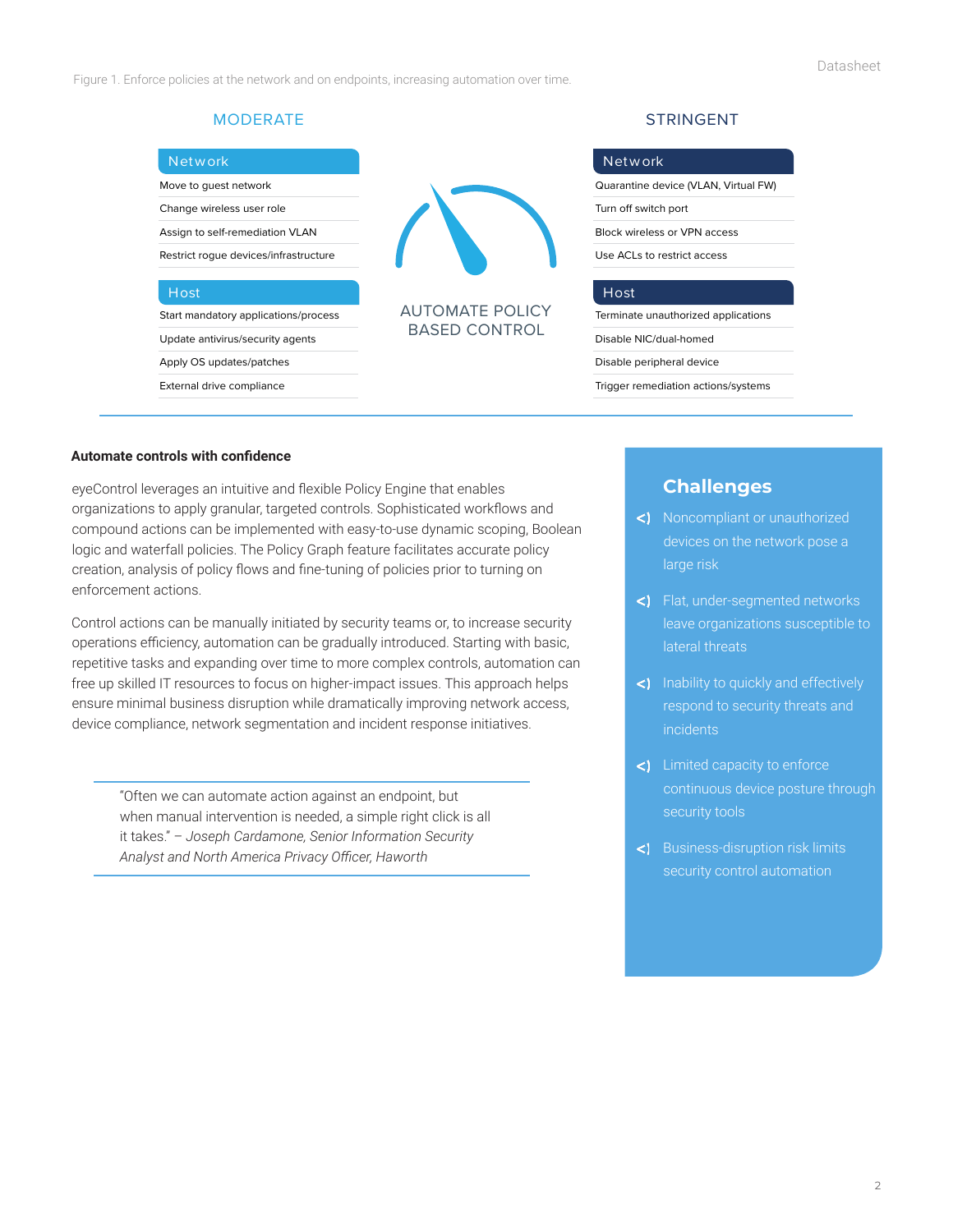Figure 1. Enforce policies at the network and on endpoints, increasing automation over time.

**MODERATE**

| Network |
| --- |
| Move to guest network |
| Change wireless user role |
| Assign to self-remediation VLAN |
| Restrict rogue devices/infrastructure |

| Host |
| --- |
| Start mandatory applications/process |
| Update antivirus/security agents |
| Apply OS updates/patches |
| External drive compliance |

AUTOMATE POLICY BASED CONTROL

**STRINGENT**

| Network |
| --- |
| Quarantine device (VLAN, Virtual FW) |
| Turn off switch port |
| Block wireless or VPN access |
| Use ACLs to restrict access |

| Host |
| --- |
| Terminate unauthorized applications |
| Disable NIC/dual-homed |
| Disable peripheral device |
| Trigger remediation actions/systems |

### Automate controls with confidence

eyeControl leverages an intuitive and flexible Policy Engine that enables organizations to apply granular, targeted controls. Sophisticated workflows and compound actions can be implemented with easy-to-use dynamic scoping, Boolean logic and waterfall policies. The Policy Graph feature facilitates accurate policy creation, analysis of policy flows and fine-tuning of policies prior to turning on enforcement actions.

Control actions can be manually initiated by security teams or, to increase security operations efficiency, automation can be gradually introduced. Starting with basic, repetitive tasks and expanding over time to more complex controls, automation can free up skilled IT resources to focus on higher-impact issues. This approach helps ensure minimal business disruption while dramatically improving network access, device compliance, network segmentation and incident response initiatives.

> "Often we can automate action against an endpoint, but when manual intervention is needed, a simple right click is all it takes." – *Joseph Cardamone, Senior Information Security Analyst and North America Privacy Officer, Haworth*

## Challenges

- Noncompliant or unauthorized devices on the network pose a large risk
- Flat, under-segmented networks leave organizations susceptible to lateral threats
- Inability to quickly and effectively respond to security threats and incidents
- Limited capacity to enforce continuous device posture through security tools
- Business-disruption risk limits security control automation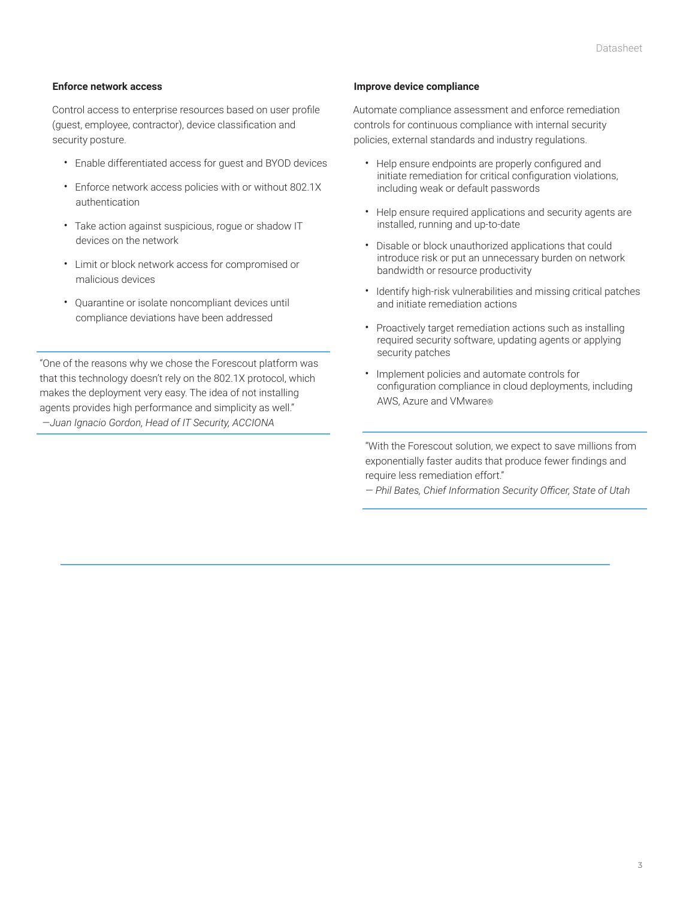### Enforce network access

Control access to enterprise resources based on user profile (guest, employee, contractor), device classification and security posture.

- Enable differentiated access for guest and BYOD devices
- Enforce network access policies with or without 802.1X authentication
- Take action against suspicious, rogue or shadow IT devices on the network
- Limit or block network access for compromised or malicious devices
- Quarantine or isolate noncompliant devices until compliance deviations have been addressed

"One of the reasons why we chose the Forescout platform was that this technology doesn't rely on the 802.1X protocol, which makes the deployment very easy. The idea of not installing agents provides high performance and simplicity as well."
*—Juan Ignacio Gordon, Head of IT Security, ACCIONA*

### Improve device compliance

Automate compliance assessment and enforce remediation controls for continuous compliance with internal security policies, external standards and industry regulations.

- Help ensure endpoints are properly configured and initiate remediation for critical configuration violations, including weak or default passwords
- Help ensure required applications and security agents are installed, running and up-to-date
- Disable or block unauthorized applications that could introduce risk or put an unnecessary burden on network bandwidth or resource productivity
- Identify high-risk vulnerabilities and missing critical patches and initiate remediation actions
- Proactively target remediation actions such as installing required security software, updating agents or applying security patches
- Implement policies and automate controls for configuration compliance in cloud deployments, including AWS, Azure and VMware®

"With the Forescout solution, we expect to save millions from exponentially faster audits that produce fewer findings and require less remediation effort."
*— Phil Bates, Chief Information Security Officer, State of Utah*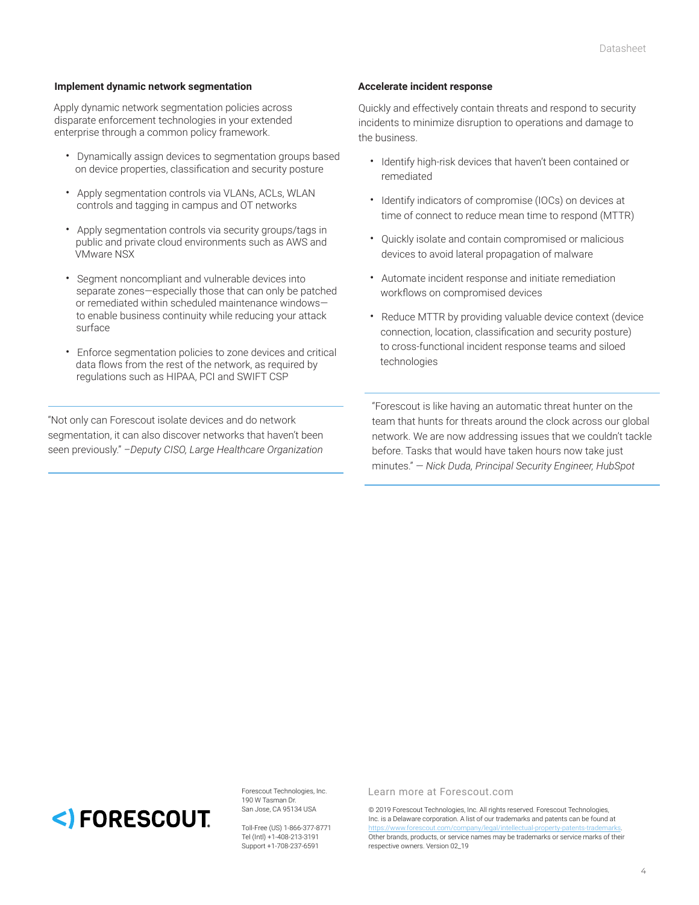### Implement dynamic network segmentation

Apply dynamic network segmentation policies across disparate enforcement technologies in your extended enterprise through a common policy framework.

- Dynamically assign devices to segmentation groups based on device properties, classification and security posture
- Apply segmentation controls via VLANs, ACLs, WLAN controls and tagging in campus and OT networks
- Apply segmentation controls via security groups/tags in public and private cloud environments such as AWS and VMware NSX
- Segment noncompliant and vulnerable devices into separate zones—especially those that can only be patched or remediated within scheduled maintenance windows—to enable business continuity while reducing your attack surface
- Enforce segmentation policies to zone devices and critical data flows from the rest of the network, as required by regulations such as HIPAA, PCI and SWIFT CSP

"Not only can Forescout isolate devices and do network segmentation, it can also discover networks that haven't been seen previously." *–Deputy CISO, Large Healthcare Organization*

### Accelerate incident response

Quickly and effectively contain threats and respond to security incidents to minimize disruption to operations and damage to the business.

- Identify high-risk devices that haven't been contained or remediated
- Identify indicators of compromise (IOCs) on devices at time of connect to reduce mean time to respond (MTTR)
- Quickly isolate and contain compromised or malicious devices to avoid lateral propagation of malware
- Automate incident response and initiate remediation workflows on compromised devices
- Reduce MTTR by providing valuable device context (device connection, location, classification and security posture) to cross-functional incident response teams and siloed technologies

"Forescout is like having an automatic threat hunter on the team that hunts for threats around the clock across our global network. We are now addressing issues that we couldn't tackle before. Tasks that would have taken hours now take just minutes." *— Nick Duda, Principal Security Engineer, HubSpot*

<) FORESCOUT.

Forescout Technologies, Inc.
190 W Tasman Dr.
San Jose, CA 95134 USA

Toll-Free (US) 1-866-377-8771
Tel (Intl) +1-408-213-3191
Support +1-708-237-6591

Learn more at Forescout.com

© 2019 Forescout Technologies, Inc. All rights reserved. Forescout Technologies, Inc. is a Delaware corporation. A list of our trademarks and patents can be found at https://www.forescout.com/company/legal/intellectual-property-patents-trademarks. Other brands, products, or service names may be trademarks or service marks of their respective owners. Version 02_19